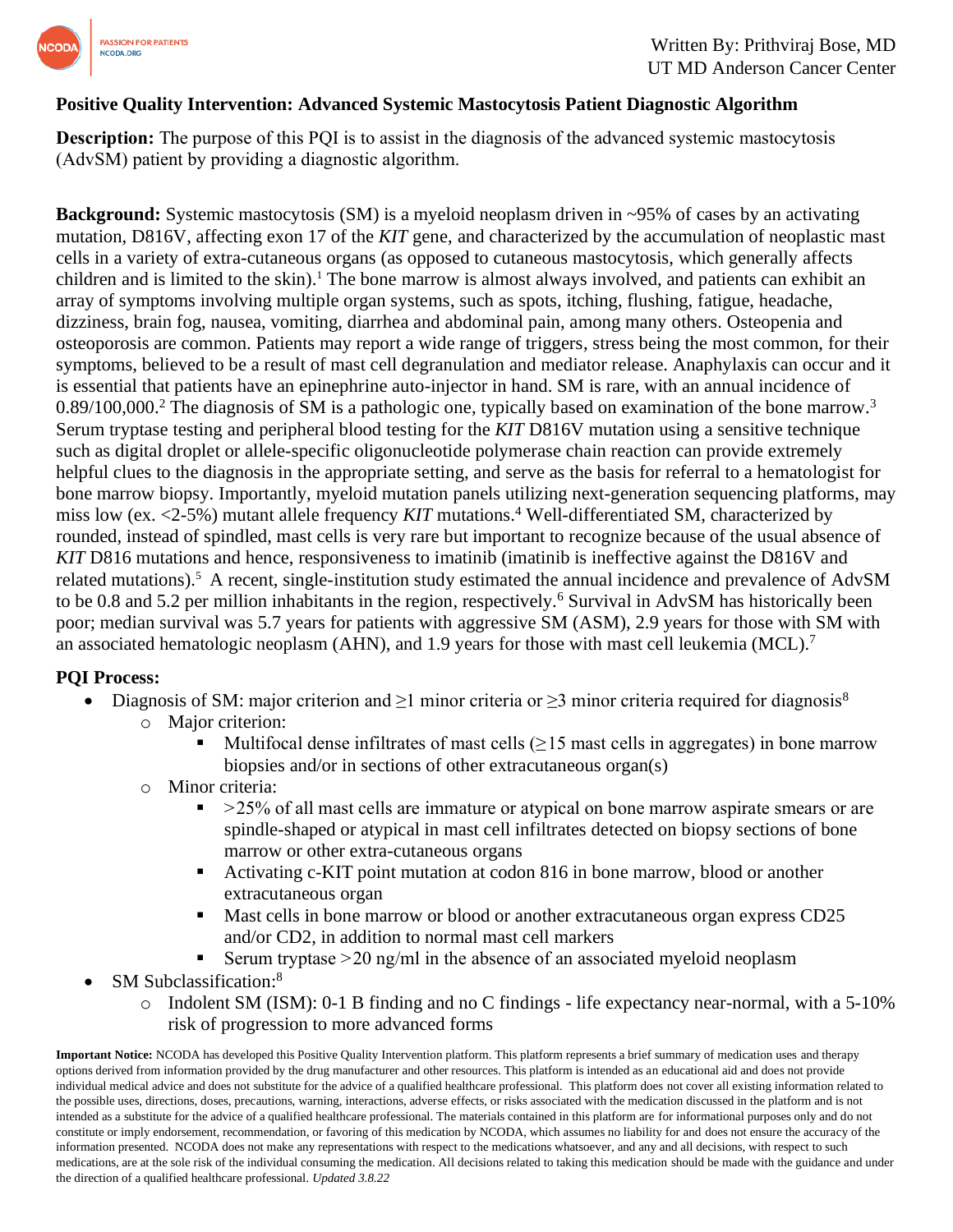Written By: Prithviraj Bose, MD
UT MD Anderson Cancer Center

**Positive Quality Intervention: Advanced Systemic Mastocytosis Patient Diagnostic Algorithm**

**Description:** The purpose of this PQI is to assist in the diagnosis of the advanced systemic mastocytosis (AdvSM) patient by providing a diagnostic algorithm.

**Background:** Systemic mastocytosis (SM) is a myeloid neoplasm driven in ~95% of cases by an activating mutation, D816V, affecting exon 17 of the *KIT* gene, and characterized by the accumulation of neoplastic mast cells in a variety of extra-cutaneous organs (as opposed to cutaneous mastocytosis, which generally affects children and is limited to the skin).[1] The bone marrow is almost always involved, and patients can exhibit an array of symptoms involving multiple organ systems, such as spots, itching, flushing, fatigue, headache, dizziness, brain fog, nausea, vomiting, diarrhea and abdominal pain, among many others. Osteopenia and osteoporosis are common. Patients may report a wide range of triggers, stress being the most common, for their symptoms, believed to be a result of mast cell degranulation and mediator release. Anaphylaxis can occur and it is essential that patients have an epinephrine auto-injector in hand. SM is rare, with an annual incidence of 0.89/100,000.[2] The diagnosis of SM is a pathologic one, typically based on examination of the bone marrow.[3] Serum tryptase testing and peripheral blood testing for the *KIT* D816V mutation using a sensitive technique such as digital droplet or allele-specific oligonucleotide polymerase chain reaction can provide extremely helpful clues to the diagnosis in the appropriate setting, and serve as the basis for referral to a hematologist for bone marrow biopsy. Importantly, myeloid mutation panels utilizing next-generation sequencing platforms, may miss low (ex. <2-5%) mutant allele frequency *KIT* mutations.[4] Well-differentiated SM, characterized by rounded, instead of spindled, mast cells is very rare but important to recognize because of the usual absence of *KIT* D816 mutations and hence, responsiveness to imatinib (imatinib is ineffective against the D816V and related mutations).[5] A recent, single-institution study estimated the annual incidence and prevalence of AdvSM to be 0.8 and 5.2 per million inhabitants in the region, respectively.[6] Survival in AdvSM has historically been poor; median survival was 5.7 years for patients with aggressive SM (ASM), 2.9 years for those with SM with an associated hematologic neoplasm (AHN), and 1.9 years for those with mast cell leukemia (MCL).[7]

**PQI Process:**

- Diagnosis of SM: major criterion and ≥1 minor criteria or ≥3 minor criteria required for diagnosis[8]
  - Major criterion:
    - Multifocal dense infiltrates of mast cells (≥15 mast cells in aggregates) in bone marrow biopsies and/or in sections of other extracutaneous organ(s)
  - Minor criteria:
    - >25% of all mast cells are immature or atypical on bone marrow aspirate smears or are spindle-shaped or atypical in mast cell infiltrates detected on biopsy sections of bone marrow or other extra-cutaneous organs
    - Activating c-KIT point mutation at codon 816 in bone marrow, blood or another extracutaneous organ
    - Mast cells in bone marrow or blood or another extracutaneous organ express CD25 and/or CD2, in addition to normal mast cell markers
    - Serum tryptase >20 ng/ml in the absence of an associated myeloid neoplasm
- SM Subclassification:[8]
  - Indolent SM (ISM): 0-1 B finding and no C findings - life expectancy near-normal, with a 5-10% risk of progression to more advanced forms

**Important Notice:** NCODA has developed this Positive Quality Intervention platform. This platform represents a brief summary of medication uses and therapy options derived from information provided by the drug manufacturer and other resources. This platform is intended as an educational aid and does not provide individual medical advice and does not substitute for the advice of a qualified healthcare professional. This platform does not cover all existing information related to the possible uses, directions, doses, precautions, warning, interactions, adverse effects, or risks associated with the medication discussed in the platform and is not intended as a substitute for the advice of a qualified healthcare professional. The materials contained in this platform are for informational purposes only and do not constitute or imply endorsement, recommendation, or favoring of this medication by NCODA, which assumes no liability for and does not ensure the accuracy of the information presented. NCODA does not make any representations with respect to the medications whatsoever, and any and all decisions, with respect to such medications, are at the sole risk of the individual consuming the medication. All decisions related to taking this medication should be made with the guidance and under the direction of a qualified healthcare professional. *Updated 3.8.22*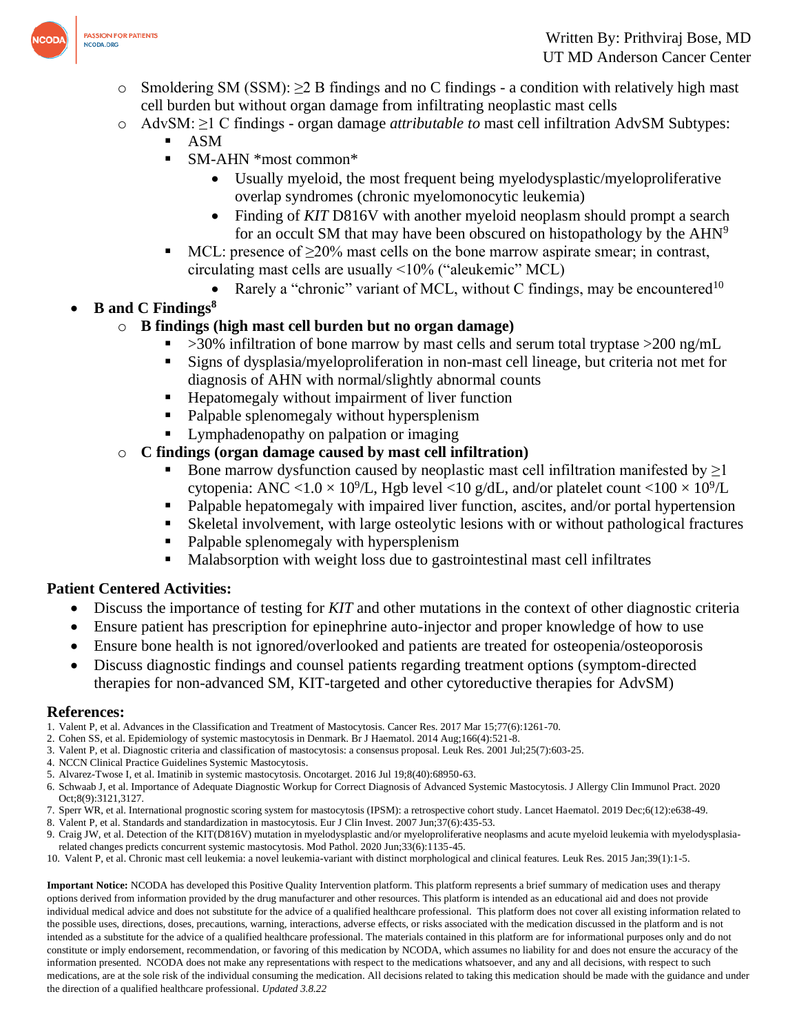- Smoldering SM (SSM): ≥2 B findings and no C findings - a condition with relatively high mast cell burden but without organ damage from infiltrating neoplastic mast cells
- AdvSM: ≥1 C findings - organ damage *attributable to* mast cell infiltration AdvSM Subtypes:
  - ASM
  - SM-AHN *most common*
    - Usually myeloid, the most frequent being myelodysplastic/myeloproliferative overlap syndromes (chronic myelomonocytic leukemia)
    - Finding of *KIT* D816V with another myeloid neoplasm should prompt a search for an occult SM that may have been obscured on histopathology by the AHN[9]
  - MCL: presence of ≥20% mast cells on the bone marrow aspirate smear; in contrast, circulating mast cells are usually <10% ("aleukemic" MCL)
    - Rarely a "chronic" variant of MCL, without C findings, may be encountered[10]

- **B and C Findings[8]**
  - **B findings (high mast cell burden but no organ damage)**
    - >30% infiltration of bone marrow by mast cells and serum total tryptase >200 ng/mL
    - Signs of dysplasia/myeloproliferation in non-mast cell lineage, but criteria not met for diagnosis of AHN with normal/slightly abnormal counts
    - Hepatomegaly without impairment of liver function
    - Palpable splenomegaly without hypersplenism
    - Lymphadenopathy on palpation or imaging
  - **C findings (organ damage caused by mast cell infiltration)**
    - Bone marrow dysfunction caused by neoplastic mast cell infiltration manifested by ≥1 cytopenia: ANC $<1.0 \times 10^9$/L, Hgb level <10 g/dL, and/or platelet count $<100 \times 10^9$/L
    - Palpable hepatomegaly with impaired liver function, ascites, and/or portal hypertension
    - Skeletal involvement, with large osteolytic lesions with or without pathological fractures
    - Palpable splenomegaly with hypersplenism
    - Malabsorption with weight loss due to gastrointestinal mast cell infiltrates

## Patient Centered Activities:

- Discuss the importance of testing for *KIT* and other mutations in the context of other diagnostic criteria
- Ensure patient has prescription for epinephrine auto-injector and proper knowledge of how to use
- Ensure bone health is not ignored/overlooked and patients are treated for osteopenia/osteoporosis
- Discuss diagnostic findings and counsel patients regarding treatment options (symptom-directed therapies for non-advanced SM, KIT-targeted and other cytoreductive therapies for AdvSM)

## References:

1. Valent P, et al. Advances in the Classification and Treatment of Mastocytosis. Cancer Res. 2017 Mar 15;77(6):1261-70.
2. Cohen SS, et al. Epidemiology of systemic mastocytosis in Denmark. Br J Haematol. 2014 Aug;166(4):521-8.
3. Valent P, et al. Diagnostic criteria and classification of mastocytosis: a consensus proposal. Leuk Res. 2001 Jul;25(7):603-25.
4. NCCN Clinical Practice Guidelines Systemic Mastocytosis.
5. Alvarez-Twose I, et al. Imatinib in systemic mastocytosis. Oncotarget. 2016 Jul 19;8(40):68950-63.
6. Schwaab J, et al. Importance of Adequate Diagnostic Workup for Correct Diagnosis of Advanced Systemic Mastocytosis. J Allergy Clin Immunol Pract. 2020 Oct;8(9):3121,3127.
7. Sperr WR, et al. International prognostic scoring system for mastocytosis (IPSM): a retrospective cohort study. Lancet Haematol. 2019 Dec;6(12):e638-49.
8. Valent P, et al. Standards and standardization in mastocytosis. Eur J Clin Invest. 2007 Jun;37(6):435-53.
9. Craig JW, et al. Detection of the KIT(D816V) mutation in myelodysplastic and/or myeloproliferative neoplasms and acute myeloid leukemia with myelodysplasia-related changes predicts concurrent systemic mastocytosis. Mod Pathol. 2020 Jun;33(6):1135-45.
10. Valent P, et al. Chronic mast cell leukemia: a novel leukemia-variant with distinct morphological and clinical features. Leuk Res. 2015 Jan;39(1):1-5.

**Important Notice:** NCODA has developed this Positive Quality Intervention platform. This platform represents a brief summary of medication uses and therapy options derived from information provided by the drug manufacturer and other resources. This platform is intended as an educational aid and does not provide individual medical advice and does not substitute for the advice of a qualified healthcare professional. This platform does not cover all existing information related to the possible uses, directions, doses, precautions, warning, interactions, adverse effects, or risks associated with the medication discussed in the platform and is not intended as a substitute for the advice of a qualified healthcare professional. The materials contained in this platform are for informational purposes only and do not constitute or imply endorsement, recommendation, or favoring of this medication by NCODA, which assumes no liability for and does not ensure the accuracy of the information presented. NCODA does not make any representations with respect to the medications whatsoever, and any and all decisions, with respect to such medications, are at the sole risk of the individual consuming the medication. All decisions related to taking this medication should be made with the guidance and under the direction of a qualified healthcare professional. *Updated 3.8.22*